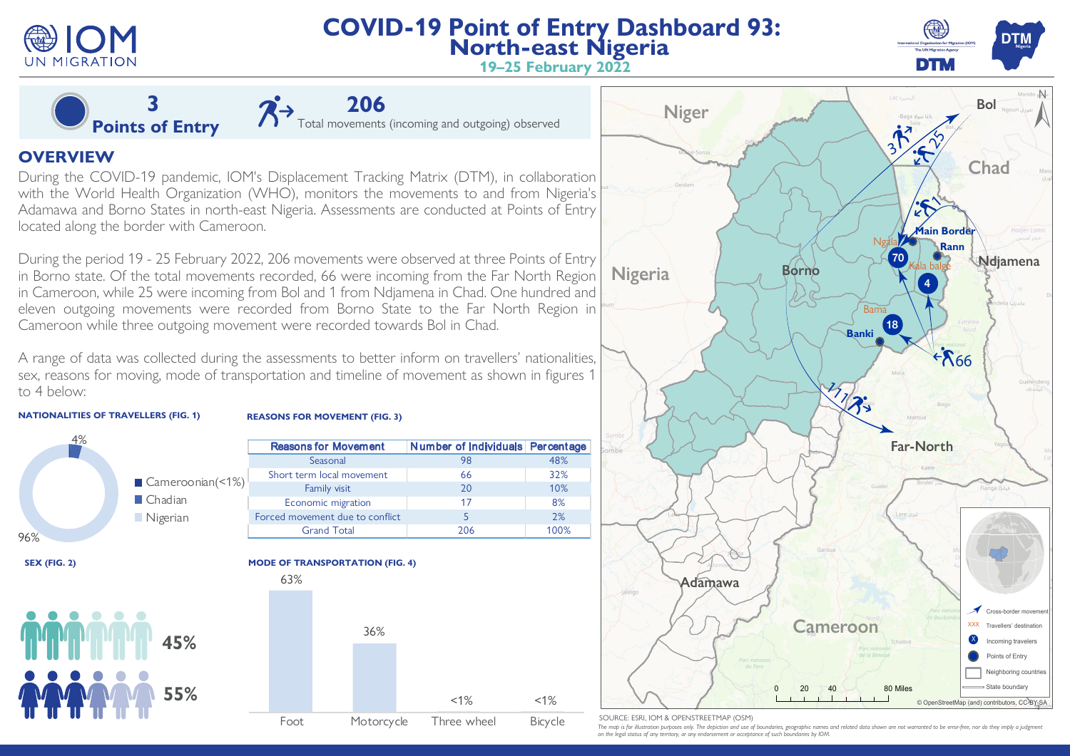# COVID-19 Point of Entry Dashboard 93: North-east Nigeria

**19–25 February 2022**

**3 Points of Entry**

**206** Total movements (incoming and outgoing) observed

## OVERVIEW

During the COVID-19 pandemic, IOM's Displacement Tracking Matrix (DTM), in collaboration with the World Health Organization (WHO), monitors the movements to and from Nigeria's Adamawa and Borno States in north-east Nigeria. Assessments are conducted at Points of Entry located along the border with Cameroon.

During the period 19 - 25 February 2022, 206 movements were observed at three Points of Entry in Borno state. Of the total movements recorded, 66 were incoming from the Far North Region in Cameroon, while 25 were incoming from Bol and 1 from Ndjamena in Chad. One hundred and eleven outgoing movements were recorded from Borno State to the Far North Region in Cameroon while three outgoing movement were recorded towards Bol in Chad.

A range of data was collected during the assessments to better inform on travellers' nationalities, sex, reasons for moving, mode of transportation and timeline of movement as shown in figures 1 to 4 below:

**NATIONALITIES OF TRAVELLERS (FIG. 1)**

- Cameroonian (<1%)
- Chadian: 4%
- Nigerian: 96%

**REASONS FOR MOVEMENT (FIG. 3)**

| Reasons for Movement | Number of Individuals | Percentage |
|---|---|---|
| Seasonal | 98 | 48% |
| Short term local movement | 66 | 32% |
| Family visit | 20 | 10% |
| Economic migration | 17 | 8% |
| Forced movement due to conflict | 5 | 2% |
| Grand Total | 206 | 100% |

**SEX (FIG. 2)**

- 45%
- 55%

**MODE OF TRANSPORTATION (FIG. 4)**

| Foot | Motorcycle | Three wheel | Bicycle |
|---|---|---|---|
| 63% | 36% | <1% | <1% |

Map labels: Niger, Chad, Nigeria, Borno, Bol, Main Border, Rann, Ngala, Kala balge, Bama, Banki, Ndjamena, Far-North, Adamawa, Cameroon. Incoming travellers: 70 (Ngala), 4 (Rann), 18 (Banki). Cross-border movements: 3, 25, 1, 66, 111.

Legend: Cross-border movement; Travellers' destination; Incoming travellers; Points of Entry; Neighboring countries; State boundary

SOURCE: ESRI, IOM & OPENSTREETMAP (OSM)

*The map is for illustration purposes only. The depiction and use of boundaries, geographic names and related data shown are not warranted to be error-free, nor do they imply a judgment on the legal status of any territory, or any endorsement or acceptance of such boundaries by IOM.*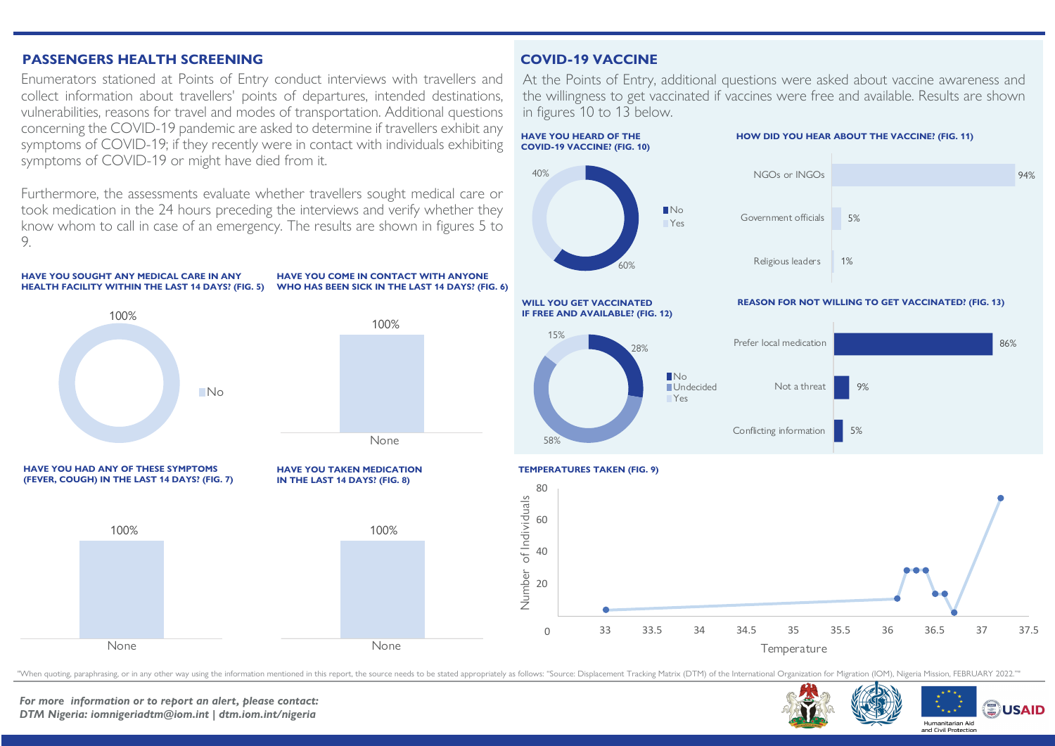## PASSENGERS HEALTH SCREENING

Enumerators stationed at Points of Entry conduct interviews with travellers and collect information about travellers' points of departures, intended destinations, vulnerabilities, reasons for travel and modes of transportation. Additional questions concerning the COVID-19 pandemic are asked to determine if travellers exhibit any symptoms of COVID-19; if they recently were in contact with individuals exhibiting symptoms of COVID-19 or might have died from it.

Furthermore, the assessments evaluate whether travellers sought medical care or took medication in the 24 hours preceding the interviews and verify whether they know whom to call in case of an emergency. The results are shown in figures 5 to 9.

**HAVE YOU SOUGHT ANY MEDICAL CARE IN ANY HEALTH FACILITY WITHIN THE LAST 14 DAYS? (FIG. 5)**

100%

No

**HAVE YOU COME IN CONTACT WITH ANYONE WHO HAS BEEN SICK IN THE LAST 14 DAYS? (FIG. 6)**

100%

None

**HAVE YOU HAD ANY OF THESE SYMPTOMS (FEVER, COUGH) IN THE LAST 14 DAYS? (FIG. 7)**

100%

None

**HAVE YOU TAKEN MEDICATION IN THE LAST 14 DAYS? (FIG. 8)**

100%

None

## COVID-19 VACCINE

At the Points of Entry, additional questions were asked about vaccine awareness and the willingness to get vaccinated if vaccines were free and available. Results are shown in figures 10 to 13 below.

**HAVE YOU HEARD OF THE COVID-19 VACCINE? (FIG. 10)**

40%
60%

No
Yes

**HOW DID YOU HEAR ABOUT THE VACCINE? (FIG. 11)**

NGOs or INGOs 94%
Government officials 5%
Religious leaders 1%

**WILL YOU GET VACCINATED IF FREE AND AVAILABLE? (FIG. 12)**

15%
28%
58%

No
Undecided
Yes

**REASON FOR NOT WILLING TO GET VACCINATED? (FIG. 13)**

Prefer local medication 86%
Not a threat 9%
Conflicting information 5%

**TEMPERATURES TAKEN (FIG. 9)**

Number of Individuals
0
20
40
60
80

Temperature
33
33.5
34
34.5
35
35.5
36
36.5
37
37.5

"When quoting, paraphrasing, or in any other way using the information mentioned in this report, the source needs to be stated appropriately as follows: "Source: Displacement Tracking Matrix (DTM) of the International Organization for Migration (IOM), Nigeria Mission, FEBRUARY 2022.""

*For more information or to report an alert, please contact:*
*DTM Nigeria: iomnigeriadtm@iom.int | dtm.iom.int/nigeria*

Humanitarian Aid and Civil Protection

USAID